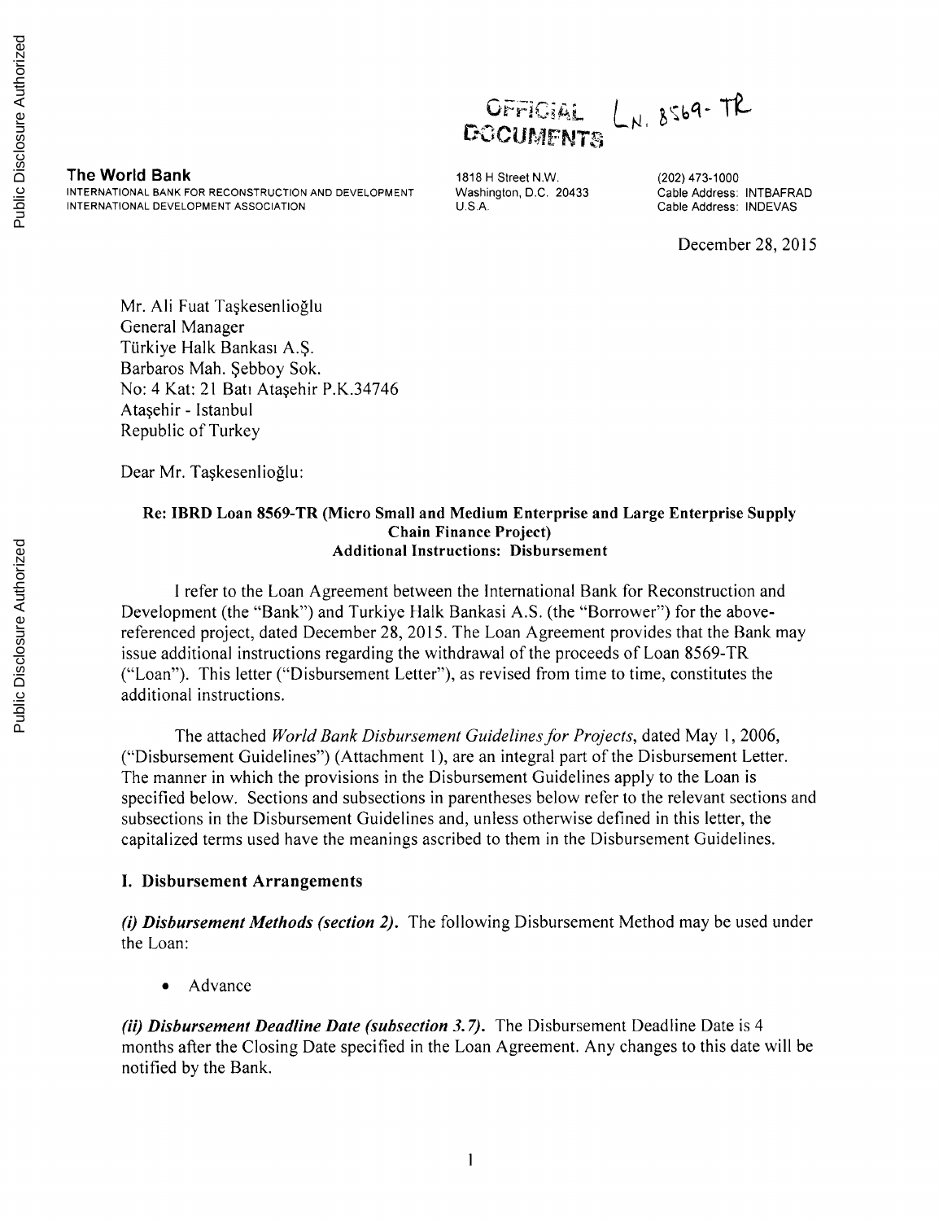OFFICIAL DOCUMENTS LN. 8569-TR

**The World Bank**
INTERNATIONAL BANK FOR RECONSTRUCTION AND DEVELOPMENT
INTERNATIONAL DEVELOPMENT ASSOCIATION

1818 H Street N.W.
Washington, D.C. 20433
U.S.A.

(202) 473-1000
Cable Address: INTBAFRAD
Cable Address: INDEVAS

December 28, 2015

Mr. Ali Fuat Taşkesenlioğlu
General Manager
Türkiye Halk Bankası A.Ş.
Barbaros Mah. Şebboy Sok.
No: 4 Kat: 21 Batı Ataşehir P.K.34746
Ataşehir - Istanbul
Republic of Turkey

Dear Mr. Taşkesenlioğlu:

**Re: IBRD Loan 8569-TR (Micro Small and Medium Enterprise and Large Enterprise Supply Chain Finance Project)**
**Additional Instructions: Disbursement**

I refer to the Loan Agreement between the International Bank for Reconstruction and Development (the "Bank") and Turkiye Halk Bankasi A.S. (the "Borrower") for the above-referenced project, dated December 28, 2015. The Loan Agreement provides that the Bank may issue additional instructions regarding the withdrawal of the proceeds of Loan 8569-TR ("Loan"). This letter ("Disbursement Letter"), as revised from time to time, constitutes the additional instructions.

The attached *World Bank Disbursement Guidelines for Projects*, dated May 1, 2006, ("Disbursement Guidelines") (Attachment 1), are an integral part of the Disbursement Letter. The manner in which the provisions in the Disbursement Guidelines apply to the Loan is specified below. Sections and subsections in parentheses below refer to the relevant sections and subsections in the Disbursement Guidelines and, unless otherwise defined in this letter, the capitalized terms used have the meanings ascribed to them in the Disbursement Guidelines.

## I. Disbursement Arrangements

***(i) Disbursement Methods (section 2).*** The following Disbursement Method may be used under the Loan:

- Advance

***(ii) Disbursement Deadline Date (subsection 3.7).*** The Disbursement Deadline Date is 4 months after the Closing Date specified in the Loan Agreement. Any changes to this date will be notified by the Bank.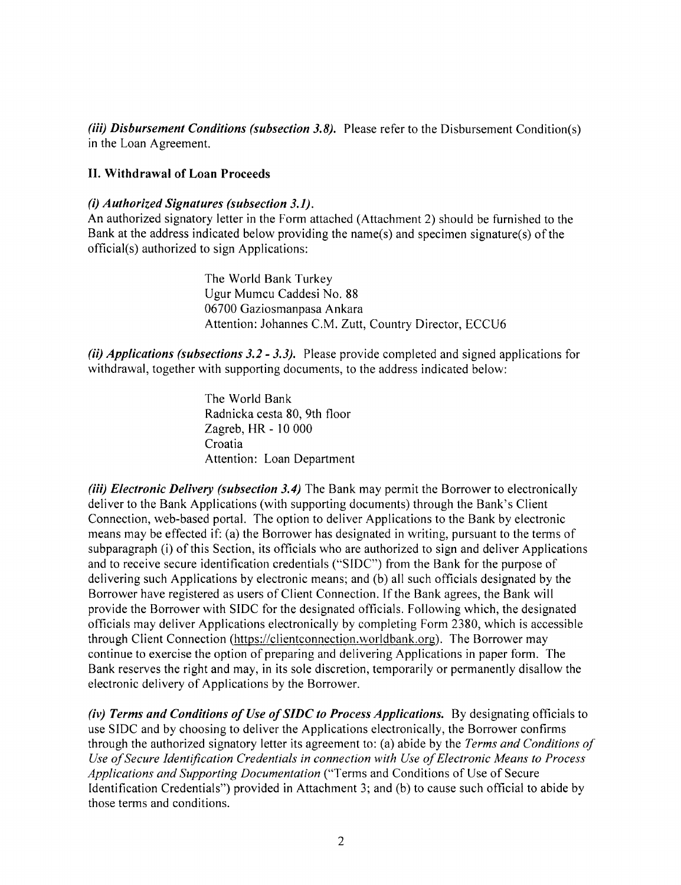***(iii) Disbursement Conditions (subsection 3.8).*** Please refer to the Disbursement Condition(s) in the Loan Agreement.

**II. Withdrawal of Loan Proceeds**

***(i) Authorized Signatures (subsection 3.1).***
An authorized signatory letter in the Form attached (Attachment 2) should be furnished to the Bank at the address indicated below providing the name(s) and specimen signature(s) of the official(s) authorized to sign Applications:

> The World Bank Turkey
> Ugur Mumcu Caddesi No. 88
> 06700 Gaziosmanpasa Ankara
> Attention: Johannes C.M. Zutt, Country Director, ECCU6

***(ii) Applications (subsections 3.2 - 3.3).*** Please provide completed and signed applications for withdrawal, together with supporting documents, to the address indicated below:

> The World Bank
> Radnicka cesta 80, 9th floor
> Zagreb, HR - 10 000
> Croatia
> Attention: Loan Department

***(iii) Electronic Delivery (subsection 3.4)*** The Bank may permit the Borrower to electronically deliver to the Bank Applications (with supporting documents) through the Bank's Client Connection, web-based portal. The option to deliver Applications to the Bank by electronic means may be effected if: (a) the Borrower has designated in writing, pursuant to the terms of subparagraph (i) of this Section, its officials who are authorized to sign and deliver Applications and to receive secure identification credentials ("SIDC") from the Bank for the purpose of delivering such Applications by electronic means; and (b) all such officials designated by the Borrower have registered as users of Client Connection. If the Bank agrees, the Bank will provide the Borrower with SIDC for the designated officials. Following which, the designated officials may deliver Applications electronically by completing Form 2380, which is accessible through Client Connection (https://clientconnection.worldbank.org). The Borrower may continue to exercise the option of preparing and delivering Applications in paper form. The Bank reserves the right and may, in its sole discretion, temporarily or permanently disallow the electronic delivery of Applications by the Borrower.

***(iv) Terms and Conditions of Use of SIDC to Process Applications.*** By designating officials to use SIDC and by choosing to deliver the Applications electronically, the Borrower confirms through the authorized signatory letter its agreement to: (a) abide by the *Terms and Conditions of Use of Secure Identification Credentials in connection with Use of Electronic Means to Process Applications and Supporting Documentation* ("Terms and Conditions of Use of Secure Identification Credentials") provided in Attachment 3; and (b) to cause such official to abide by those terms and conditions.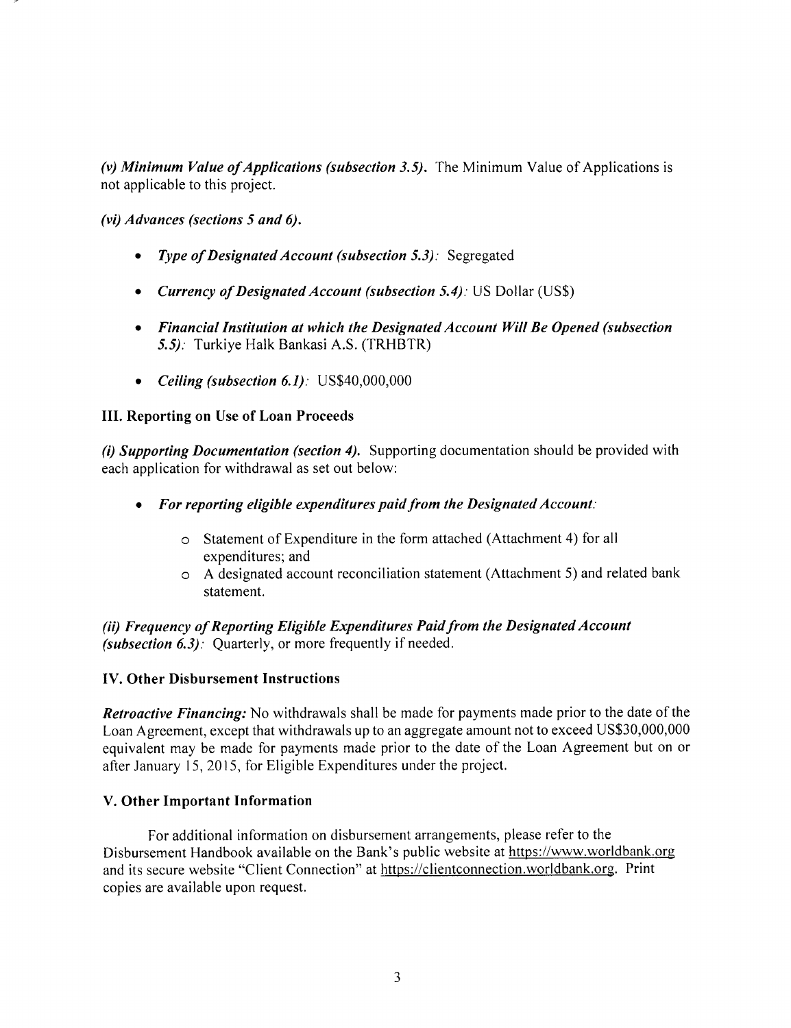***(v) Minimum Value of Applications (subsection 3.5).*** The Minimum Value of Applications is not applicable to this project.

***(vi) Advances (sections 5 and 6).***

- ***Type of Designated Account (subsection 5.3)****:* Segregated
- ***Currency of Designated Account (subsection 5.4)****:* US Dollar (US$)
- ***Financial Institution at which the Designated Account Will Be Opened (subsection 5.5)****:* Turkiye Halk Bankasi A.S. (TRHBTR)
- ***Ceiling (subsection 6.1)****:* US$40,000,000

### III. Reporting on Use of Loan Proceeds

***(i) Supporting Documentation (section 4).*** Supporting documentation should be provided with each application for withdrawal as set out below:

- ***For reporting eligible expenditures paid from the Designated Account:***
  - Statement of Expenditure in the form attached (Attachment 4) for all expenditures; and
  - A designated account reconciliation statement (Attachment 5) and related bank statement.

***(ii) Frequency of Reporting Eligible Expenditures Paid from the Designated Account (subsection 6.3)****:* Quarterly, or more frequently if needed.

### IV. Other Disbursement Instructions

***Retroactive Financing:*** No withdrawals shall be made for payments made prior to the date of the Loan Agreement, except that withdrawals up to an aggregate amount not to exceed US$30,000,000 equivalent may be made for payments made prior to the date of the Loan Agreement but on or after January 15, 2015, for Eligible Expenditures under the project.

### V. Other Important Information

For additional information on disbursement arrangements, please refer to the Disbursement Handbook available on the Bank's public website at https://www.worldbank.org and its secure website "Client Connection" at https://clientconnection.worldbank.org. Print copies are available upon request.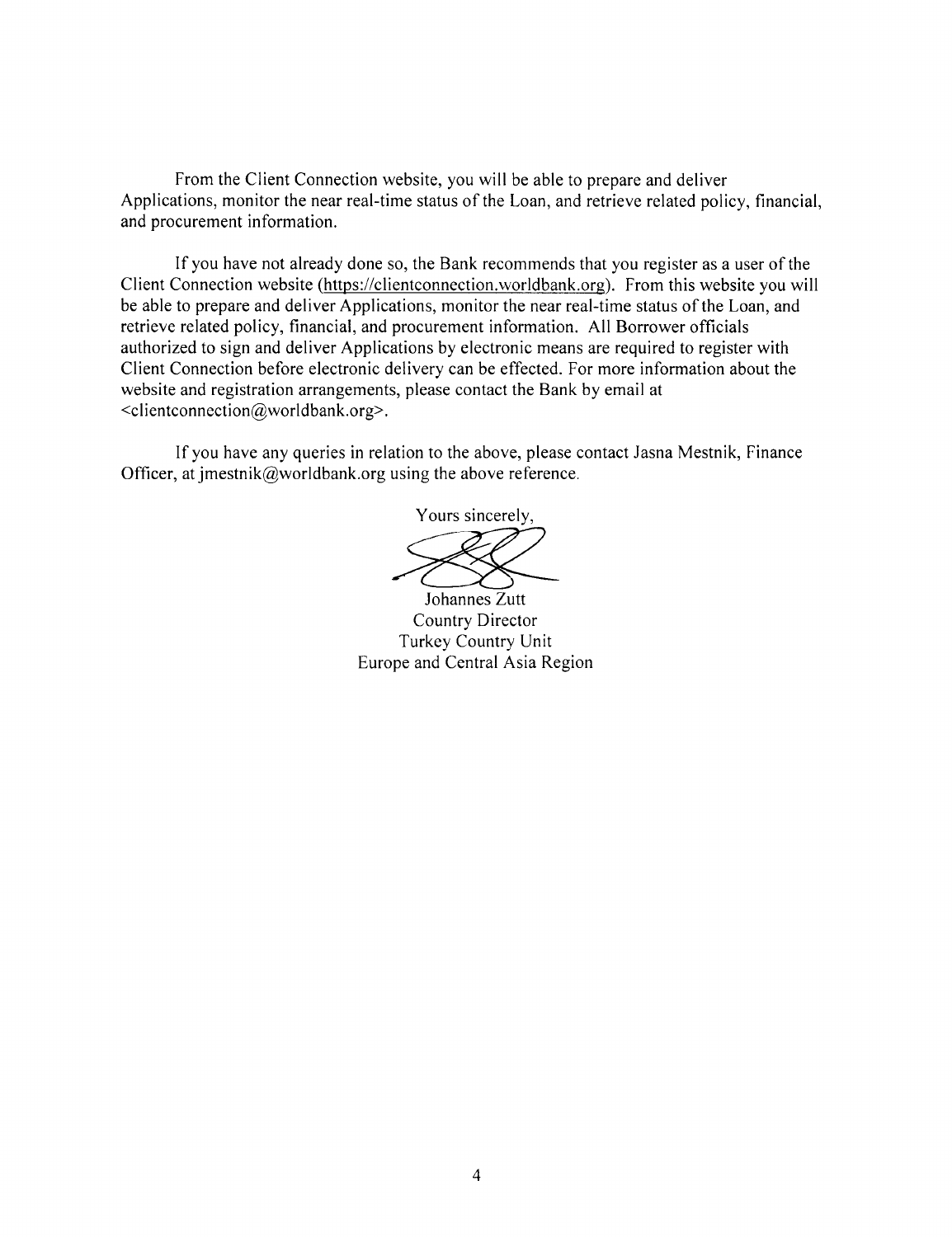From the Client Connection website, you will be able to prepare and deliver Applications, monitor the near real-time status of the Loan, and retrieve related policy, financial, and procurement information.

If you have not already done so, the Bank recommends that you register as a user of the Client Connection website (https://clientconnection.worldbank.org). From this website you will be able to prepare and deliver Applications, monitor the near real-time status of the Loan, and retrieve related policy, financial, and procurement information. All Borrower officials authorized to sign and deliver Applications by electronic means are required to register with Client Connection before electronic delivery can be effected. For more information about the website and registration arrangements, please contact the Bank by email at <clientconnection@worldbank.org>.

If you have any queries in relation to the above, please contact Jasna Mestnik, Finance Officer, at jmestnik@worldbank.org using the above reference.

Yours sincerely,

Johannes Zutt
Country Director
Turkey Country Unit
Europe and Central Asia Region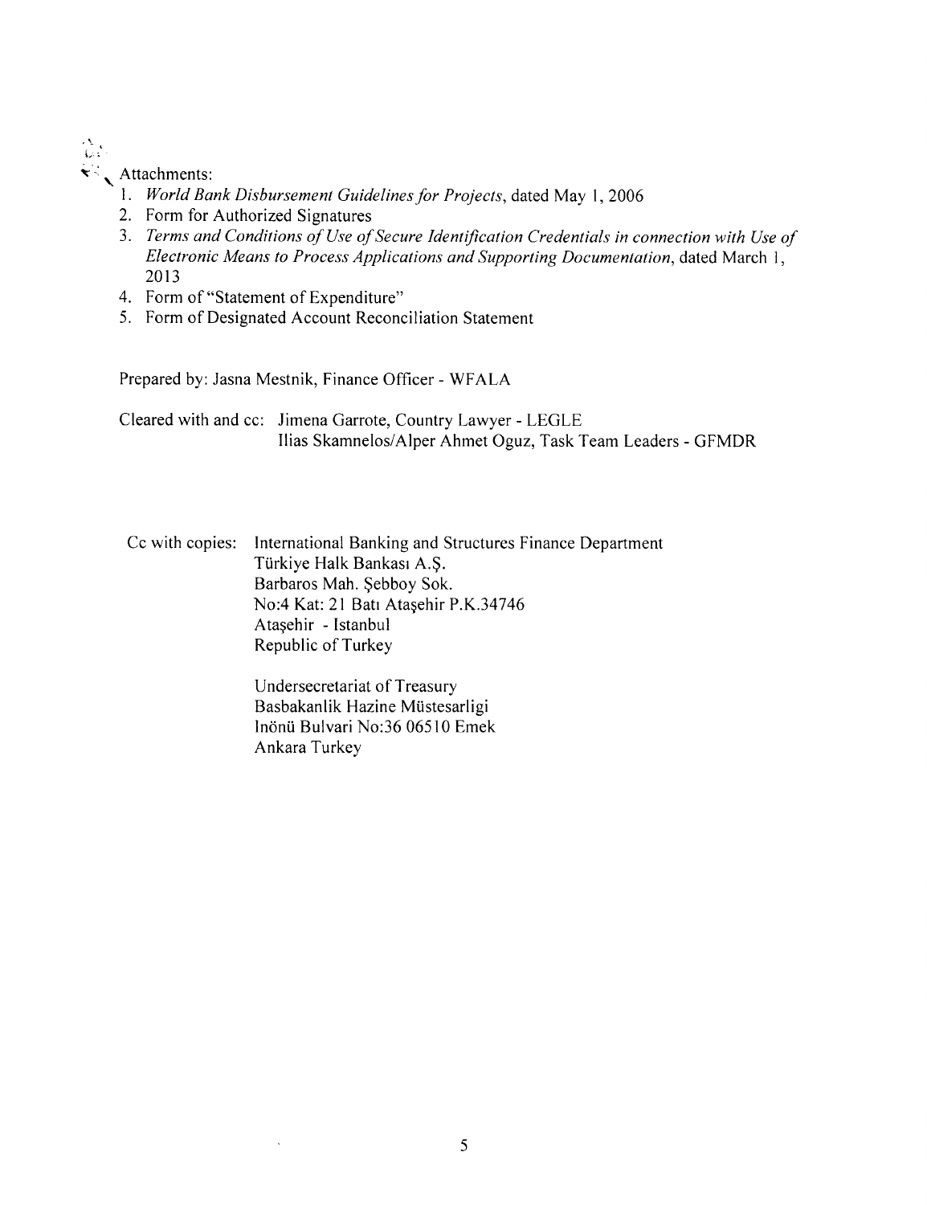Attachments:

1. *World Bank Disbursement Guidelines for Projects*, dated May 1, 2006
2. Form for Authorized Signatures
3. *Terms and Conditions of Use of Secure Identification Credentials in connection with Use of Electronic Means to Process Applications and Supporting Documentation*, dated March 1, 2013
4. Form of "Statement of Expenditure"
5. Form of Designated Account Reconciliation Statement

Prepared by: Jasna Mestnik, Finance Officer - WFALA

Cleared with and cc: Jimena Garrote, Country Lawyer - LEGLE
Ilias Skamnelos/Alper Ahmet Oguz, Task Team Leaders - GFMDR

Cc with copies: International Banking and Structures Finance Department
Türkiye Halk Bankası A.Ş.
Barbaros Mah. Şebboy Sok.
No:4 Kat: 21 Batı Ataşehir P.K.34746
Ataşehir - Istanbul
Republic of Turkey

Undersecretariat of Treasury
Basbakanlik Hazine Müstesarligi
Inönü Bulvari No:36 06510 Emek
Ankara Turkey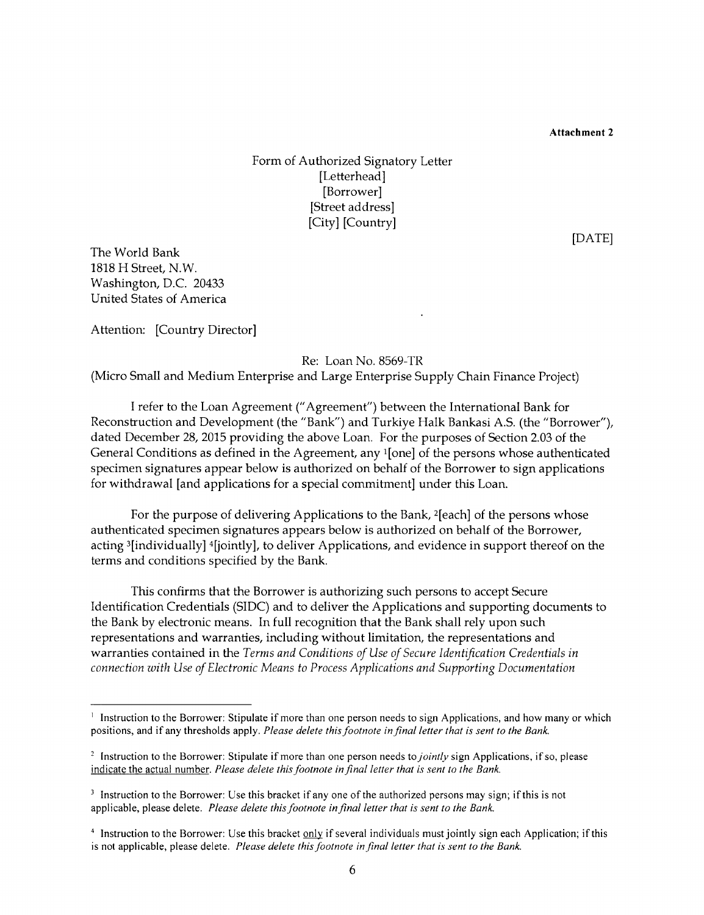**Attachment 2**

Form of Authorized Signatory Letter
[Letterhead]
[Borrower]
[Street address]
[City] [Country]

[DATE]

The World Bank
1818 H Street, N.W.
Washington, D.C. 20433
United States of America

Attention: [Country Director]

Re: Loan No. 8569-TR
(Micro Small and Medium Enterprise and Large Enterprise Supply Chain Finance Project)

I refer to the Loan Agreement ("Agreement") between the International Bank for Reconstruction and Development (the "Bank") and Turkiye Halk Bankasi A.S. (the "Borrower"), dated December 28, 2015 providing the above Loan. For the purposes of Section 2.03 of the General Conditions as defined in the Agreement, any [1][one] of the persons whose authenticated specimen signatures appear below is authorized on behalf of the Borrower to sign applications for withdrawal [and applications for a special commitment] under this Loan.

For the purpose of delivering Applications to the Bank, [2][each] of the persons whose authenticated specimen signatures appears below is authorized on behalf of the Borrower, acting [3][individually] [4][jointly], to deliver Applications, and evidence in support thereof on the terms and conditions specified by the Bank.

This confirms that the Borrower is authorizing such persons to accept Secure Identification Credentials (SIDC) and to deliver the Applications and supporting documents to the Bank by electronic means. In full recognition that the Bank shall rely upon such representations and warranties, including without limitation, the representations and warranties contained in the *Terms and Conditions of Use of Secure Identification Credentials in connection with Use of Electronic Means to Process Applications and Supporting Documentation*

---

[1] Instruction to the Borrower: Stipulate if more than one person needs to sign Applications, and how many or which positions, and if any thresholds apply. *Please delete this footnote in final letter that is sent to the Bank.*

[2] Instruction to the Borrower: Stipulate if more than one person needs to *jointly* sign Applications, if so, please indicate the actual number. *Please delete this footnote in final letter that is sent to the Bank.*

[3] Instruction to the Borrower: Use this bracket if any one of the authorized persons may sign; if this is not applicable, please delete. *Please delete this footnote in final letter that is sent to the Bank.*

[4] Instruction to the Borrower: Use this bracket only if several individuals must jointly sign each Application; if this is not applicable, please delete. *Please delete this footnote in final letter that is sent to the Bank.*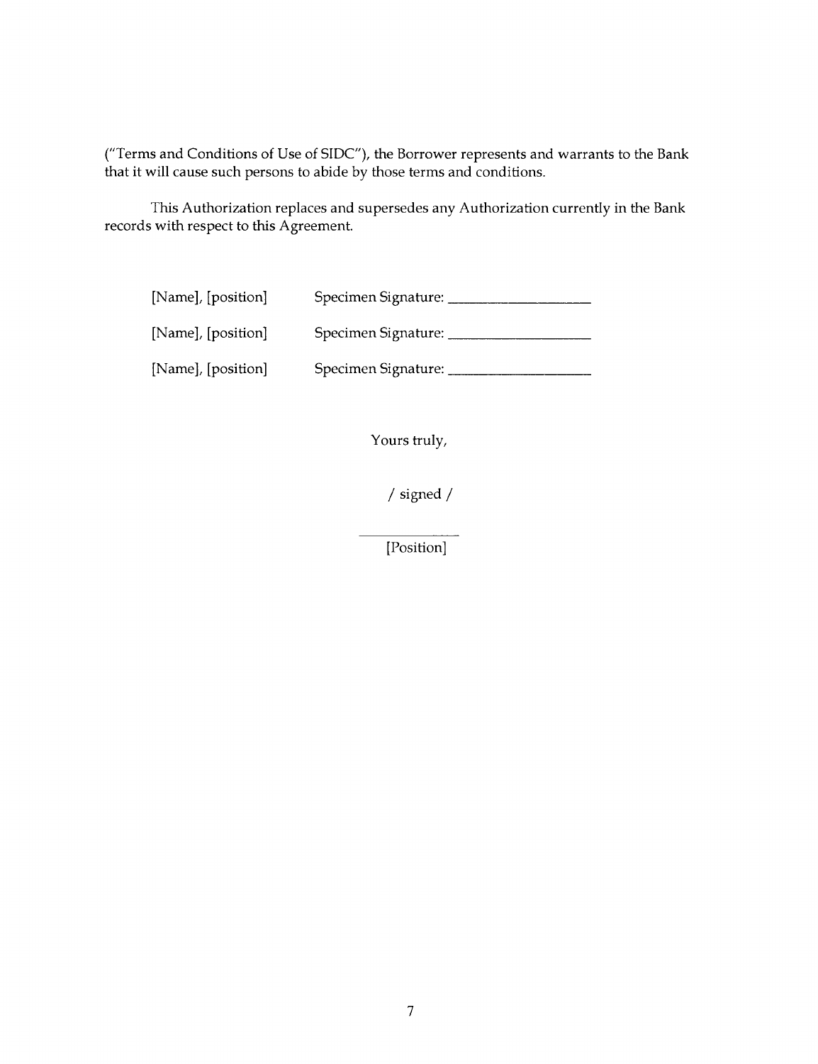("Terms and Conditions of Use of SIDC"), the Borrower represents and warrants to the Bank that it will cause such persons to abide by those terms and conditions.

This Authorization replaces and supersedes any Authorization currently in the Bank records with respect to this Agreement.

[Name], [position] Specimen Signature: ____________________

[Name], [position] Specimen Signature: ____________________

[Name], [position] Specimen Signature: ____________________

Yours truly,

/ signed /

______________

[Position]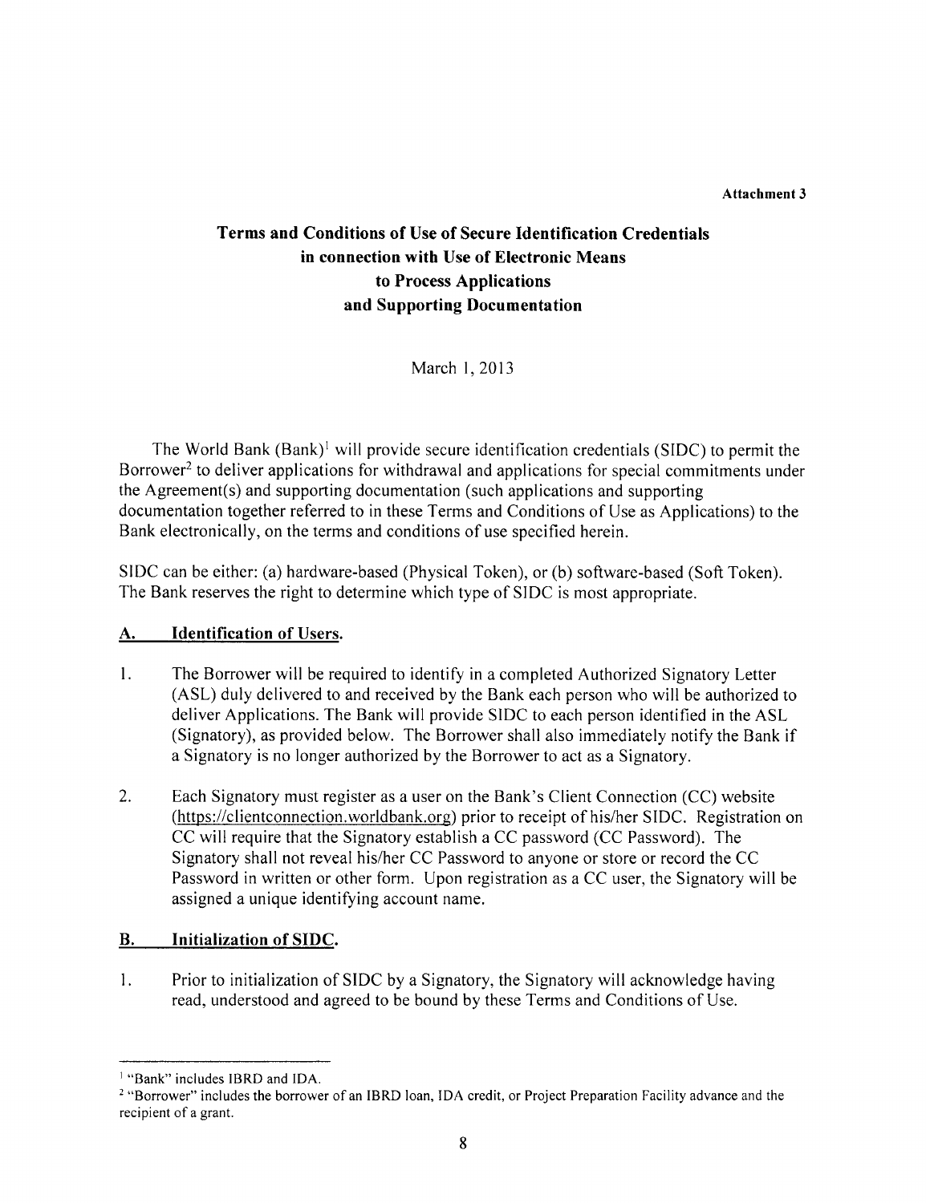Attachment 3

# Terms and Conditions of Use of Secure Identification Credentials in connection with Use of Electronic Means to Process Applications and Supporting Documentation

March 1, 2013

The World Bank (Bank)[1] will provide secure identification credentials (SIDC) to permit the Borrower[2] to deliver applications for withdrawal and applications for special commitments under the Agreement(s) and supporting documentation (such applications and supporting documentation together referred to in these Terms and Conditions of Use as Applications) to the Bank electronically, on the terms and conditions of use specified herein.

SIDC can be either: (a) hardware-based (Physical Token), or (b) software-based (Soft Token). The Bank reserves the right to determine which type of SIDC is most appropriate.

## A. Identification of Users.

1. The Borrower will be required to identify in a completed Authorized Signatory Letter (ASL) duly delivered to and received by the Bank each person who will be authorized to deliver Applications. The Bank will provide SIDC to each person identified in the ASL (Signatory), as provided below. The Borrower shall also immediately notify the Bank if a Signatory is no longer authorized by the Borrower to act as a Signatory.

2. Each Signatory must register as a user on the Bank's Client Connection (CC) website (https://clientconnection.worldbank.org) prior to receipt of his/her SIDC. Registration on CC will require that the Signatory establish a CC password (CC Password). The Signatory shall not reveal his/her CC Password to anyone or store or record the CC Password in written or other form. Upon registration as a CC user, the Signatory will be assigned a unique identifying account name.

## B. Initialization of SIDC.

1. Prior to initialization of SIDC by a Signatory, the Signatory will acknowledge having read, understood and agreed to be bound by these Terms and Conditions of Use.

---

[1] "Bank" includes IBRD and IDA.

[2] "Borrower" includes the borrower of an IBRD loan, IDA credit, or Project Preparation Facility advance and the recipient of a grant.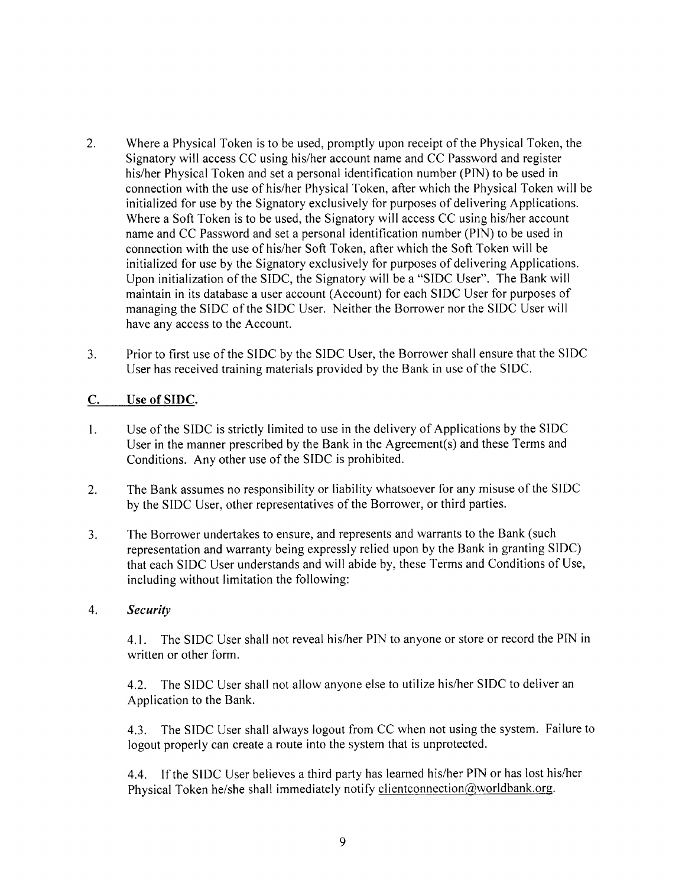2. Where a Physical Token is to be used, promptly upon receipt of the Physical Token, the Signatory will access CC using his/her account name and CC Password and register his/her Physical Token and set a personal identification number (PIN) to be used in connection with the use of his/her Physical Token, after which the Physical Token will be initialized for use by the Signatory exclusively for purposes of delivering Applications. Where a Soft Token is to be used, the Signatory will access CC using his/her account name and CC Password and set a personal identification number (PIN) to be used in connection with the use of his/her Soft Token, after which the Soft Token will be initialized for use by the Signatory exclusively for purposes of delivering Applications. Upon initialization of the SIDC, the Signatory will be a "SIDC User". The Bank will maintain in its database a user account (Account) for each SIDC User for purposes of managing the SIDC of the SIDC User. Neither the Borrower nor the SIDC User will have any access to the Account.

3. Prior to first use of the SIDC by the SIDC User, the Borrower shall ensure that the SIDC User has received training materials provided by the Bank in use of the SIDC.

## C. Use of SIDC.

1. Use of the SIDC is strictly limited to use in the delivery of Applications by the SIDC User in the manner prescribed by the Bank in the Agreement(s) and these Terms and Conditions. Any other use of the SIDC is prohibited.

2. The Bank assumes no responsibility or liability whatsoever for any misuse of the SIDC by the SIDC User, other representatives of the Borrower, or third parties.

3. The Borrower undertakes to ensure, and represents and warrants to the Bank (such representation and warranty being expressly relied upon by the Bank in granting SIDC) that each SIDC User understands and will abide by, these Terms and Conditions of Use, including without limitation the following:

4. *Security*

   4.1. The SIDC User shall not reveal his/her PIN to anyone or store or record the PIN in written or other form.

   4.2. The SIDC User shall not allow anyone else to utilize his/her SIDC to deliver an Application to the Bank.

   4.3. The SIDC User shall always logout from CC when not using the system. Failure to logout properly can create a route into the system that is unprotected.

   4.4. If the SIDC User believes a third party has learned his/her PIN or has lost his/her Physical Token he/she shall immediately notify clientconnection@worldbank.org.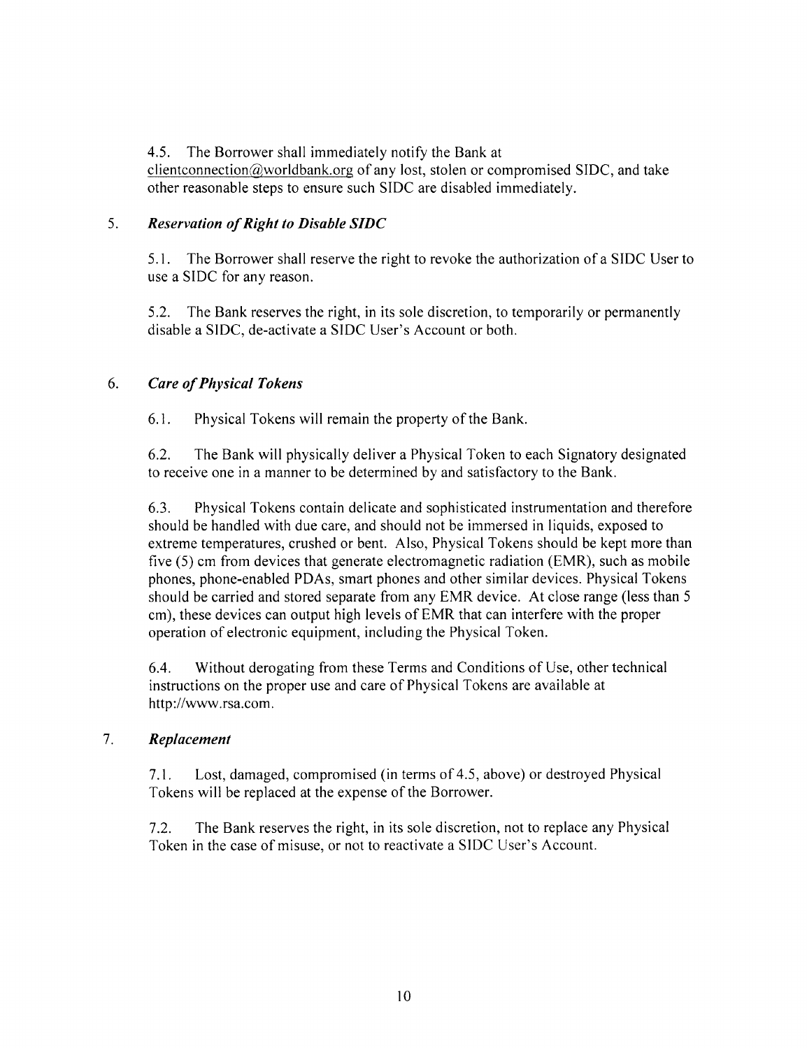4.5. The Borrower shall immediately notify the Bank at clientconnection@worldbank.org of any lost, stolen or compromised SIDC, and take other reasonable steps to ensure such SIDC are disabled immediately.

5. ***Reservation of Right to Disable SIDC***

5.1. The Borrower shall reserve the right to revoke the authorization of a SIDC User to use a SIDC for any reason.

5.2. The Bank reserves the right, in its sole discretion, to temporarily or permanently disable a SIDC, de-activate a SIDC User's Account or both.

6. ***Care of Physical Tokens***

6.1. Physical Tokens will remain the property of the Bank.

6.2. The Bank will physically deliver a Physical Token to each Signatory designated to receive one in a manner to be determined by and satisfactory to the Bank.

6.3. Physical Tokens contain delicate and sophisticated instrumentation and therefore should be handled with due care, and should not be immersed in liquids, exposed to extreme temperatures, crushed or bent. Also, Physical Tokens should be kept more than five (5) cm from devices that generate electromagnetic radiation (EMR), such as mobile phones, phone-enabled PDAs, smart phones and other similar devices. Physical Tokens should be carried and stored separate from any EMR device. At close range (less than 5 cm), these devices can output high levels of EMR that can interfere with the proper operation of electronic equipment, including the Physical Token.

6.4. Without derogating from these Terms and Conditions of Use, other technical instructions on the proper use and care of Physical Tokens are available at http://www.rsa.com.

7. ***Replacement***

7.1. Lost, damaged, compromised (in terms of 4.5, above) or destroyed Physical Tokens will be replaced at the expense of the Borrower.

7.2. The Bank reserves the right, in its sole discretion, not to replace any Physical Token in the case of misuse, or not to reactivate a SIDC User's Account.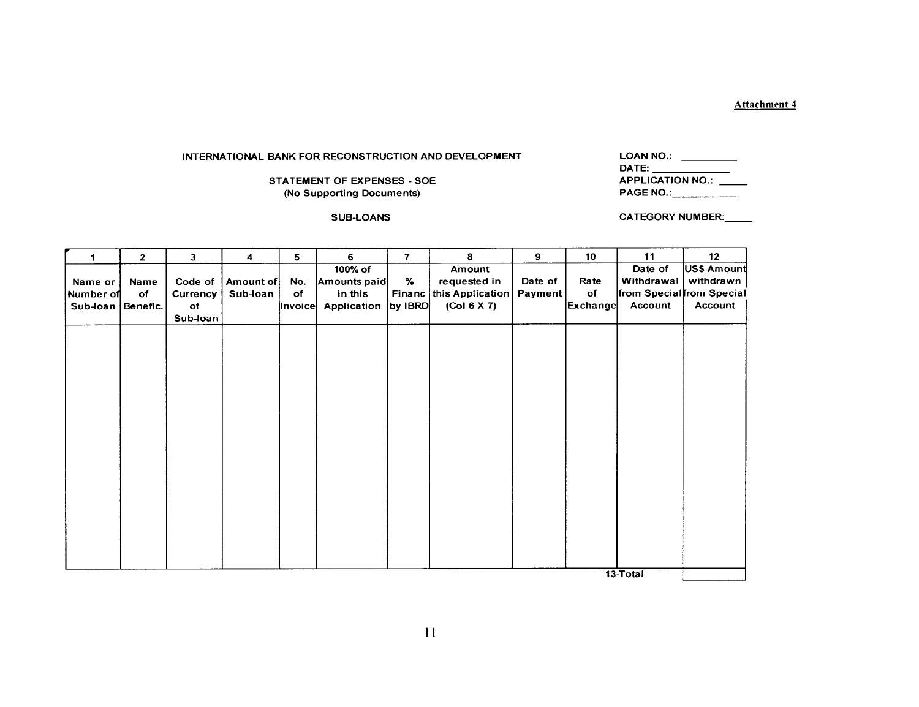Attachment 4

INTERNATIONAL BANK FOR RECONSTRUCTION AND DEVELOPMENT

STATEMENT OF EXPENSES - SOE
(No Supporting Documents)

SUB-LOANS

LOAN NO.: __________
DATE: _____________
APPLICATION NO.: _____
PAGE NO.:___________

CATEGORY NUMBER:_____

| 1 | 2 | 3 | 4 | 5 | 6 | 7 | 8 | 9 | 10 | 11 | 12 |
|---|---|---|---|---|---|---|---|---|---|---|---|
| Name or Number of Sub-loan | Name of Benefic. | Code of Currency of Sub-loan | Amount of Sub-loan | No. of Invoice | 100% of Amounts paid in this Application | % Financ by IBRD | Amount requested in this Application (Col 6 X 7) | Date of Payment | Rate of Exchange | Date of Withdrawal from Special Account | US$ Amount withdrawn from Special Account |
| | | | | | | | | | | | |
| | | | | | | | | | | 13-Total | |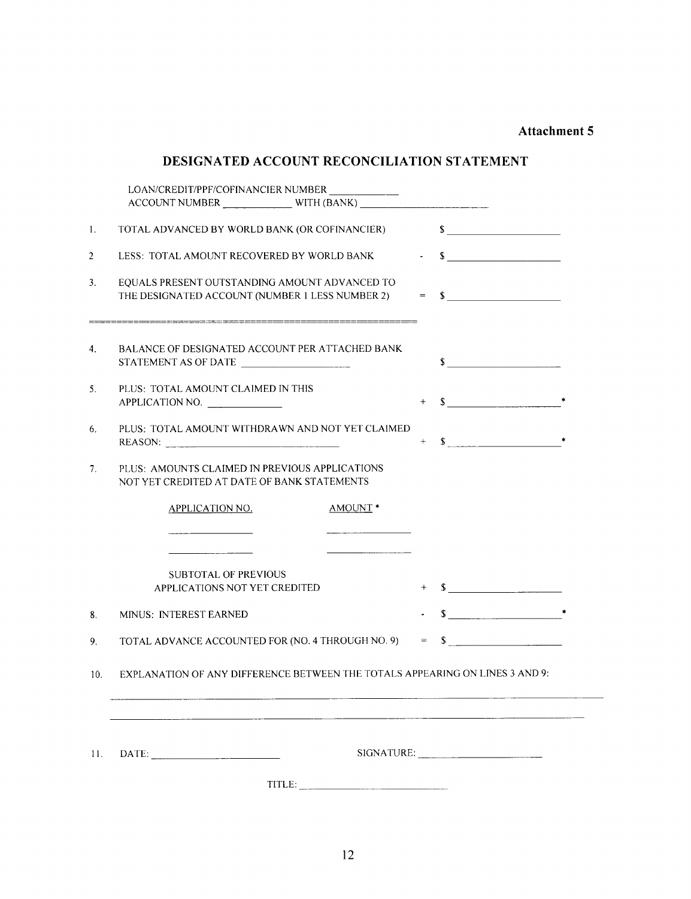**Attachment 5**

# DESIGNATED ACCOUNT RECONCILIATION STATEMENT

LOAN/CREDIT/PPF/COFINANCIER NUMBER ____________
ACCOUNT NUMBER ____________ WITH (BANK) ______________________

1. TOTAL ADVANCED BY WORLD BANK (OR COFINANCIER) $ ____________________

2. LESS: TOTAL AMOUNT RECOVERED BY WORLD BANK - $ ____________________

3. EQUALS PRESENT OUTSTANDING AMOUNT ADVANCED TO THE DESIGNATED ACCOUNT (NUMBER 1 LESS NUMBER 2) = $ ____________________

---

4. BALANCE OF DESIGNATED ACCOUNT PER ATTACHED BANK STATEMENT AS OF DATE ____________________ $ ____________________

5. PLUS: TOTAL AMOUNT CLAIMED IN THIS APPLICATION NO. ____________ + $ ____________________*

6. PLUS: TOTAL AMOUNT WITHDRAWN AND NOT YET CLAIMED REASON: ________________________________ + $ ____________________*

7. PLUS: AMOUNTS CLAIMED IN PREVIOUS APPLICATIONS NOT YET CREDITED AT DATE OF BANK STATEMENTS

| APPLICATION NO. | AMOUNT * |
|---|---|
| ____________ | ____________ |
| ____________ | ____________ |

SUBTOTAL OF PREVIOUS APPLICATIONS NOT YET CREDITED + $ ____________________

8. MINUS: INTEREST EARNED - $ ____________________*

9. TOTAL ADVANCE ACCOUNTED FOR (NO. 4 THROUGH NO. 9) = $ ____________________

10. EXPLANATION OF ANY DIFFERENCE BETWEEN THE TOTALS APPEARING ON LINES 3 AND 9:

________________________________________________________________________

________________________________________________________________________

11. DATE: ______________________ SIGNATURE: ______________________

TITLE: ______________________